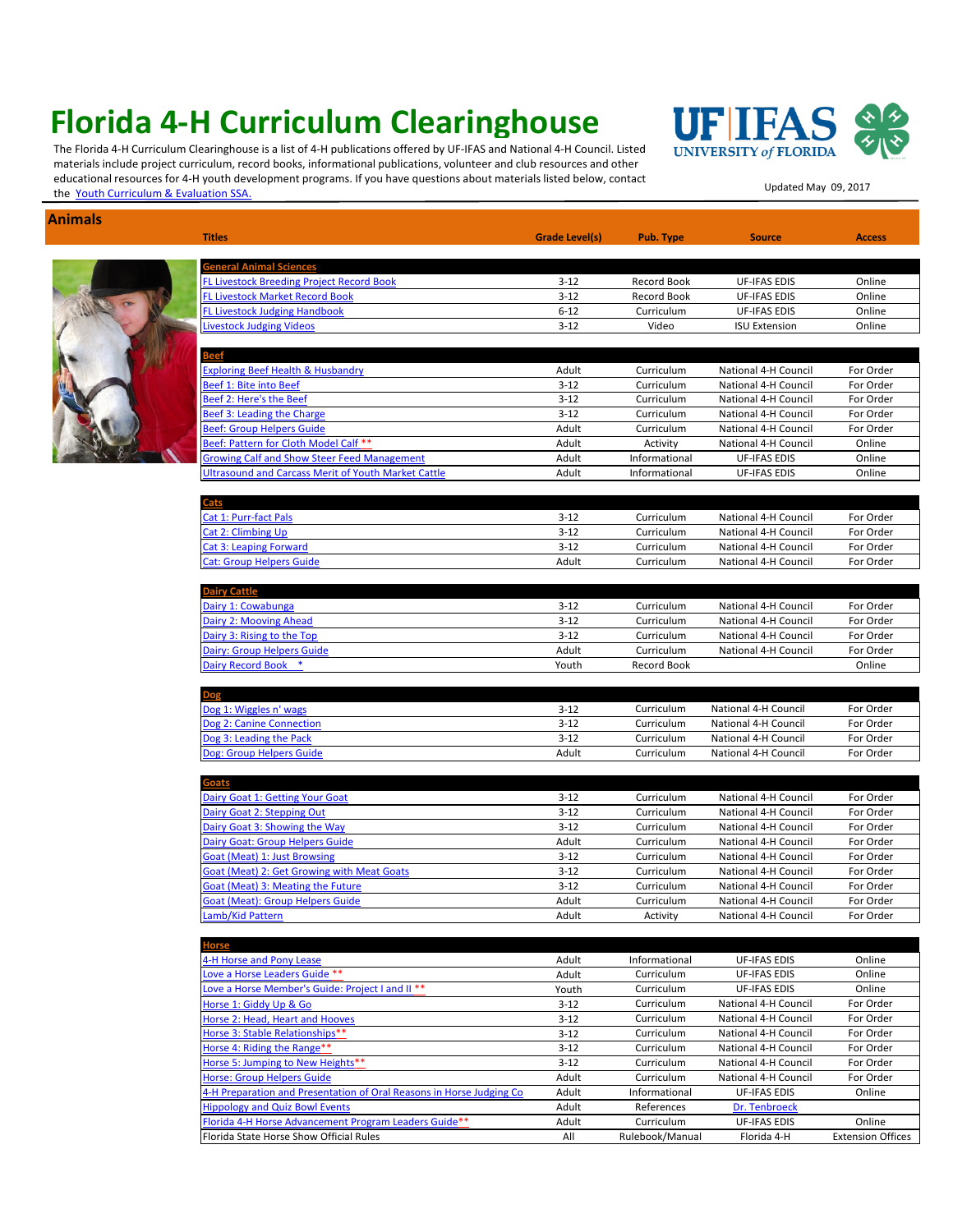# Florida 4-H Curriculum Clearinghouse

The Florida 4-H Curriculum Clearinghouse is a list of 4-H publications offered by UF-IFAS and National 4-H Council. Listed materials include project curriculum, record books, informational publications, volunteer and club resources and other educational resources for 4-H youth development programs. If you have questions about materials listed below, contact the Youth Curriculum & Evaluation SSA.

UF IFAS UNIVERSITY of FLORIDA

Updated May 09, 2017

## Animals

| Titles | Grade Level(s) | Pub. Type | Source | Access |
|---|---|---|---|---|
| **General Animal Sciences** | | | | |
| FL Livestock Breeding Project Record Book | 3-12 | Record Book | UF-IFAS EDIS | Online |
| FL Livestock Market Record Book | 3-12 | Record Book | UF-IFAS EDIS | Online |
| FL Livestock Judging Handbook | 6-12 | Curriculum | UF-IFAS EDIS | Online |
| Livestock Judging Videos | 3-12 | Video | ISU Extension | Online |
| **Beef** | | | | |
| Exploring Beef Health & Husbandry | Adult | Curriculum | National 4-H Council | For Order |
| Beef 1: Bite into Beef | 3-12 | Curriculum | National 4-H Council | For Order |
| Beef 2: Here's the Beef | 3-12 | Curriculum | National 4-H Council | For Order |
| Beef 3: Leading the Charge | 3-12 | Curriculum | National 4-H Council | For Order |
| Beef: Group Helpers Guide | Adult | Curriculum | National 4-H Council | For Order |
| Beef: Pattern for Cloth Model Calf ** | Adult | Activity | National 4-H Council | Online |
| Growing Calf and Show Steer Feed Management | Adult | Informational | UF-IFAS EDIS | Online |
| Ultrasound and Carcass Merit of Youth Market Cattle | Adult | Informational | UF-IFAS EDIS | Online |
| **Cats** | | | | |
| Cat 1: Purr-fact Pals | 3-12 | Curriculum | National 4-H Council | For Order |
| Cat 2: Climbing Up | 3-12 | Curriculum | National 4-H Council | For Order |
| Cat 3: Leaping Forward | 3-12 | Curriculum | National 4-H Council | For Order |
| Cat: Group Helpers Guide | Adult | Curriculum | National 4-H Council | For Order |
| **Dairy Cattle** | | | | |
| Dairy 1: Cowabunga | 3-12 | Curriculum | National 4-H Council | For Order |
| Dairy 2: Mooving Ahead | 3-12 | Curriculum | National 4-H Council | For Order |
| Dairy 3: Rising to the Top | 3-12 | Curriculum | National 4-H Council | For Order |
| Dairy: Group Helpers Guide | Adult | Curriculum | National 4-H Council | For Order |
| Dairy Record Book * | Youth | Record Book | | Online |
| **Dog** | | | | |
| Dog 1: Wiggles n' wags | 3-12 | Curriculum | National 4-H Council | For Order |
| Dog 2: Canine Connection | 3-12 | Curriculum | National 4-H Council | For Order |
| Dog 3: Leading the Pack | 3-12 | Curriculum | National 4-H Council | For Order |
| Dog: Group Helpers Guide | Adult | Curriculum | National 4-H Council | For Order |
| **Goats** | | | | |
| Dairy Goat 1: Getting Your Goat | 3-12 | Curriculum | National 4-H Council | For Order |
| Dairy Goat 2: Stepping Out | 3-12 | Curriculum | National 4-H Council | For Order |
| Dairy Goat 3: Showing the Way | 3-12 | Curriculum | National 4-H Council | For Order |
| Dairy Goat: Group Helpers Guide | Adult | Curriculum | National 4-H Council | For Order |
| Goat (Meat) 1: Just Browsing | 3-12 | Curriculum | National 4-H Council | For Order |
| Goat (Meat) 2: Get Growing with Meat Goats | 3-12 | Curriculum | National 4-H Council | For Order |
| Goat (Meat) 3: Meating the Future | 3-12 | Curriculum | National 4-H Council | For Order |
| Goat (Meat): Group Helpers Guide | Adult | Curriculum | National 4-H Council | For Order |
| Lamb/Kid Pattern | Adult | Activity | National 4-H Council | For Order |
| **Horse** | | | | |
| 4-H Horse and Pony Lease | Adult | Informational | UF-IFAS EDIS | Online |
| Love a Horse Leaders Guide ** | Adult | Curriculum | UF-IFAS EDIS | Online |
| Love a Horse Member's Guide: Project I and II ** | Youth | Curriculum | UF-IFAS EDIS | Online |
| Horse 1: Giddy Up & Go | 3-12 | Curriculum | National 4-H Council | For Order |
| Horse 2: Head, Heart and Hooves | 3-12 | Curriculum | National 4-H Council | For Order |
| Horse 3: Stable Relationships** | 3-12 | Curriculum | National 4-H Council | For Order |
| Horse 4: Riding the Range** | 3-12 | Curriculum | National 4-H Council | For Order |
| Horse 5: Jumping to New Heights** | 3-12 | Curriculum | National 4-H Council | For Order |
| Horse: Group Helpers Guide | Adult | Curriculum | National 4-H Council | For Order |
| 4-H Preparation and Presentation of Oral Reasons in Horse Judging Co | Adult | Informational | UF-IFAS EDIS | Online |
| Hippology and Quiz Bowl Events | Adult | References | Dr. Tenbroeck | |
| Florida 4-H Horse Advancement Program Leaders Guide** | Adult | Curriculum | UF-IFAS EDIS | Online |
| Florida State Horse Show Official Rules | All | Rulebook/Manual | Florida 4-H | Extension Offices |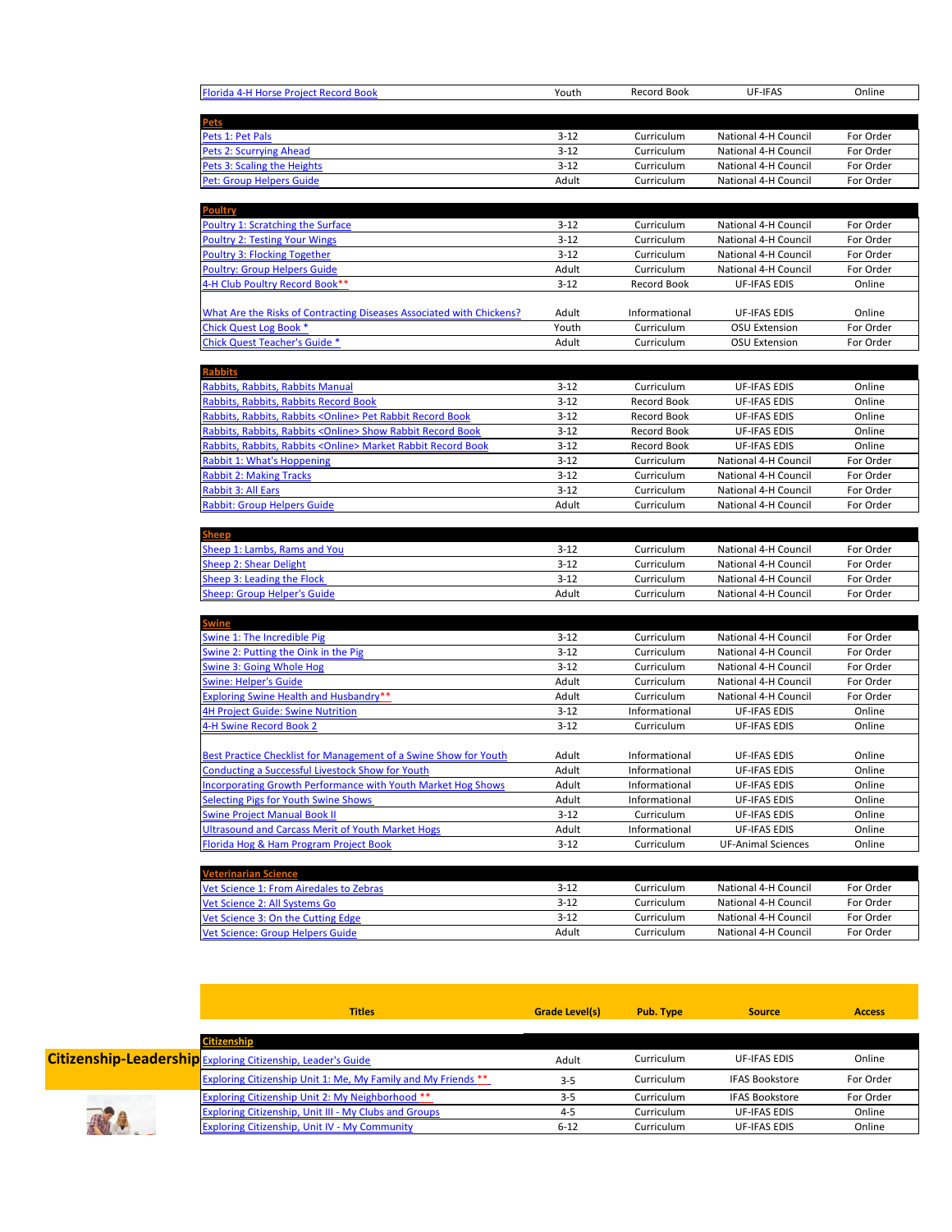| | | | | |
|---|---|---|---|---|
| Florida 4-H Horse Project Record Book | Youth | Record Book | UF-IFAS | Online |
| **Pets** | | | | |
| Pets 1: Pet Pals | 3-12 | Curriculum | National 4-H Council | For Order |
| Pets 2: Scurrying Ahead | 3-12 | Curriculum | National 4-H Council | For Order |
| Pets 3: Scaling the Heights | 3-12 | Curriculum | National 4-H Council | For Order |
| Pet: Group Helpers Guide | Adult | Curriculum | National 4-H Council | For Order |
| **Poultry** | | | | |
| Poultry 1: Scratching the Surface | 3-12 | Curriculum | National 4-H Council | For Order |
| Poultry 2: Testing Your Wings | 3-12 | Curriculum | National 4-H Council | For Order |
| Poultry 3: Flocking Together | 3-12 | Curriculum | National 4-H Council | For Order |
| Poultry: Group Helpers Guide | Adult | Curriculum | National 4-H Council | For Order |
| 4-H Club Poultry Record Book** | 3-12 | Record Book | UF-IFAS EDIS | Online |
| What Are the Risks of Contracting Diseases Associated with Chickens? | Adult | Informational | UF-IFAS EDIS | Online |
| Chick Quest Log Book * | Youth | Curriculum | OSU Extension | For Order |
| Chick Quest Teacher's Guide * | Adult | Curriculum | OSU Extension | For Order |
| **Rabbits** | | | | |
| Rabbits, Rabbits, Rabbits Manual | 3-12 | Curriculum | UF-IFAS EDIS | Online |
| Rabbits, Rabbits, Rabbits Record Book | 3-12 | Record Book | UF-IFAS EDIS | Online |
| Rabbits, Rabbits, Rabbits <Online> Pet Rabbit Record Book | 3-12 | Record Book | UF-IFAS EDIS | Online |
| Rabbits, Rabbits, Rabbits <Online> Show Rabbit Record Book | 3-12 | Record Book | UF-IFAS EDIS | Online |
| Rabbits, Rabbits, Rabbits <Online> Market Rabbit Record Book | 3-12 | Record Book | UF-IFAS EDIS | Online |
| Rabbit 1: What's Hoppening | 3-12 | Curriculum | National 4-H Council | For Order |
| Rabbit 2: Making Tracks | 3-12 | Curriculum | National 4-H Council | For Order |
| Rabbit 3: All Ears | 3-12 | Curriculum | National 4-H Council | For Order |
| Rabbit: Group Helpers Guide | Adult | Curriculum | National 4-H Council | For Order |
| **Sheep** | | | | |
| Sheep 1: Lambs, Rams and You | 3-12 | Curriculum | National 4-H Council | For Order |
| Sheep 2: Shear Delight | 3-12 | Curriculum | National 4-H Council | For Order |
| Sheep 3: Leading the Flock | 3-12 | Curriculum | National 4-H Council | For Order |
| Sheep: Group Helper's Guide | Adult | Curriculum | National 4-H Council | For Order |
| **Swine** | | | | |
| Swine 1: The Incredible Pig | 3-12 | Curriculum | National 4-H Council | For Order |
| Swine 2: Putting the Oink in the Pig | 3-12 | Curriculum | National 4-H Council | For Order |
| Swine 3: Going Whole Hog | 3-12 | Curriculum | National 4-H Council | For Order |
| Swine: Helper's Guide | Adult | Curriculum | National 4-H Council | For Order |
| Exploring Swine Health and Husbandry** | Adult | Curriculum | National 4-H Council | For Order |
| 4H Project Guide: Swine Nutrition | 3-12 | Informational | UF-IFAS EDIS | Online |
| 4-H Swine Record Book 2 | 3-12 | Curriculum | UF-IFAS EDIS | Online |
| Best Practice Checklist for Management of a Swine Show for Youth | Adult | Informational | UF-IFAS EDIS | Online |
| Conducting a Successful Livestock Show for Youth | Adult | Informational | UF-IFAS EDIS | Online |
| Incorporating Growth Performance with Youth Market Hog Shows | Adult | Informational | UF-IFAS EDIS | Online |
| Selecting Pigs for Youth Swine Shows | Adult | Informational | UF-IFAS EDIS | Online |
| Swine Project Manual Book II | 3-12 | Curriculum | UF-IFAS EDIS | Online |
| Ultrasound and Carcass Merit of Youth Market Hogs | Adult | Informational | UF-IFAS EDIS | Online |
| Florida Hog & Ham Program Project Book | 3-12 | Curriculum | UF-Animal Sciences | Online |
| **Veterinarian Science** | | | | |
| Vet Science 1: From Airedales to Zebras | 3-12 | Curriculum | National 4-H Council | For Order |
| Vet Science 2: All Systems Go | 3-12 | Curriculum | National 4-H Council | For Order |
| Vet Science 3: On the Cutting Edge | 3-12 | Curriculum | National 4-H Council | For Order |
| Vet Science: Group Helpers Guide | Adult | Curriculum | National 4-H Council | For Order |

## Citizenship-Leadership

| Titles | Grade Level(s) | Pub. Type | Source | Access |
|---|---|---|---|---|
| **Citizenship** | | | | |
| Exploring Citizenship, Leader's Guide | Adult | Curriculum | UF-IFAS EDIS | Online |
| Exploring Citizenship Unit 1: Me, My Family and My Friends ** | 3-5 | Curriculum | IFAS Bookstore | For Order |
| Exploring Citizenship Unit 2: My Neighborhood ** | 3-5 | Curriculum | IFAS Bookstore | For Order |
| Exploring Citizenship, Unit III - My Clubs and Groups | 4-5 | Curriculum | UF-IFAS EDIS | Online |
| Exploring Citizenship, Unit IV - My Community | 6-12 | Curriculum | UF-IFAS EDIS | Online |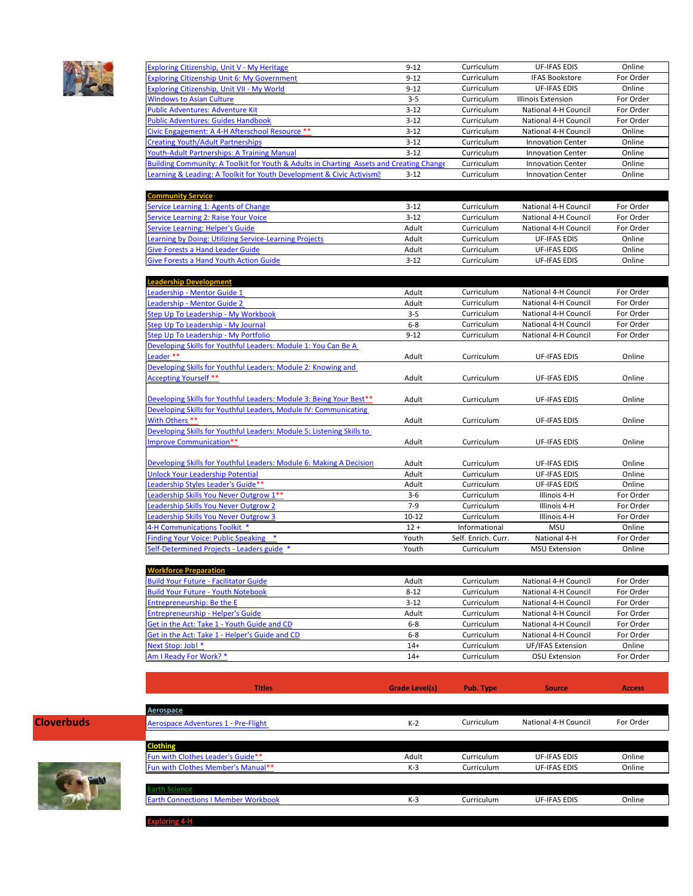| | | | | |
|---|---|---|---|---|
| Exploring Citizenship, Unit V - My Heritage | 9-12 | Curriculum | UF-IFAS EDIS | Online |
| Exploring Citizenship Unit 6: My Government | 9-12 | Curriculum | IFAS Bookstore | For Order |
| Exploring Citizenship, Unit VII - My World | 9-12 | Curriculum | UF-IFAS EDIS | Online |
| Windows to Asian Culture | 3-5 | Curriculum | Illinois Extension | For Order |
| Public Adventures: Adventure Kit | 3-12 | Curriculum | National 4-H Council | For Order |
| Public Adventures: Guides Handbook | 3-12 | Curriculum | National 4-H Council | For Order |
| Civic Engagement: A 4-H Afterschool Resource ** | 3-12 | Curriculum | National 4-H Council | Online |
| Creating Youth/Adult Partnerships | 3-12 | Curriculum | Innovation Center | Online |
| Youth-Adult Partnerships: A Training Manual | 3-12 | Curriculum | Innovation Center | Online |
| Building Community: A Toolkit for Youth & Adults in Charting Assets and Creating Change | | Curriculum | Innovation Center | Online |
| Learning & Leading: A Toolkit for Youth Development & Civic Activism | 3-12 | Curriculum | Innovation Center | Online |
| **Community Service** | | | | |
| Service Learning 1: Agents of Change | 3-12 | Curriculum | National 4-H Council | For Order |
| Service Learning 2: Raise Your Voice | 3-12 | Curriculum | National 4-H Council | For Order |
| Service Learning: Helper's Guide | Adult | Curriculum | National 4-H Council | For Order |
| Learning by Doing: Utilizing Service-Learning Projects | Adult | Curriculum | UF-IFAS EDIS | Online |
| Give Forests a Hand Leader Guide | Adult | Curriculum | UF-IFAS EDIS | Online |
| Give Forests a Hand Youth Action Guide | 3-12 | Curriculum | UF-IFAS EDIS | Online |
| **Leadership Development** | | | | |
| Leadership - Mentor Guide 1 | Adult | Curriculum | National 4-H Council | For Order |
| Leadership - Mentor Guide 2 | Adult | Curriculum | National 4-H Council | For Order |
| Step Up To Leadership - My Workbook | 3-5 | Curriculum | National 4-H Council | For Order |
| Step Up To Leadership - My Journal | 6-8 | Curriculum | National 4-H Council | For Order |
| Step Up To Leadership - My Portfolio | 9-12 | Curriculum | National 4-H Council | For Order |
| Developing Skills for Youthful Leaders: Module 1: You Can Be A Leader ** | Adult | Curriculum | UF-IFAS EDIS | Online |
| Developing Skills for Youthful Leaders: Module 2: Knowing and Accepting Yourself ** | Adult | Curriculum | UF-IFAS EDIS | Online |
| Developing Skills for Youthful Leaders: Module 3: Being Your Best** | Adult | Curriculum | UF-IFAS EDIS | Online |
| Developing Skills for Youthful Leaders, Module IV: Communicating With Others ** | Adult | Curriculum | UF-IFAS EDIS | Online |
| Developing Skills for Youthful Leaders: Module 5: Listening Skills to Improve Communication** | Adult | Curriculum | UF-IFAS EDIS | Online |
| Developing Skills for Youthful Leaders: Module 6: Making A Decision | Adult | Curriculum | UF-IFAS EDIS | Online |
| Unlock Your Leadership Potential | Adult | Curriculum | UF-IFAS EDIS | Online |
| Leadership Styles Leader's Guide** | Adult | Curriculum | UF-IFAS EDIS | Online |
| Leadership Skills You Never Outgrow 1** | 3-6 | Curriculum | Illinois 4-H | For Order |
| Leadership Skills You Never Outgrow 2 | 7-9 | Curriculum | Illinois 4-H | For Order |
| Leadership Skills You Never Outgrow 3 | 10-12 | Curriculum | Illinois 4-H | For Order |
| 4-H Communications Toolkit * | 12 + | Informational | MSU | Online |
| Finding Your Voice: Public Speaking * | Youth | Self. Enrich. Curr. | National 4-H | For Order |
| Self-Determined Projects - Leaders guide * | Youth | Curriculum | MSU Extension | Online |
| **Workforce Preparation** | | | | |
| Build Your Future - Facilitator Guide | Adult | Curriculum | National 4-H Council | For Order |
| Build Your Future - Youth Notebook | 8-12 | Curriculum | National 4-H Council | For Order |
| Entrepreneurship: Be the E | 3-12 | Curriculum | National 4-H Council | For Order |
| Entrepreneurship - Helper's Guide | Adult | Curriculum | National 4-H Council | For Order |
| Get in the Act: Take 1 - Youth Guide and CD | 6-8 | Curriculum | National 4-H Council | For Order |
| Get in the Act: Take 1 - Helper's Guide and CD | 6-8 | Curriculum | National 4-H Council | For Order |
| Next Stop: Job! * | 14+ | Curriculum | UF/IFAS Extension | Online |
| Am I Ready For Work? * | 14+ | Curriculum | OSU Extension | For Order |

## Cloverbuds

| Titles | Grade Level(s) | Pub. Type | Source | Access |
|---|---|---|---|---|
| **Aerospace** | | | | |
| Aerospace Adventures 1 - Pre-Flight | K-2 | Curriculum | National 4-H Council | For Order |
| **Clothing** | | | | |
| Fun with Clothes Leader's Guide** | Adult | Curriculum | UF-IFAS EDIS | Online |
| Fun with Clothes Member's Manual** | K-3 | Curriculum | UF-IFAS EDIS | Online |
| **Earth Science** | | | | |
| Earth Connections I Member Workbook | K-3 | Curriculum | UF-IFAS EDIS | Online |
| **Exploring 4-H** | | | | |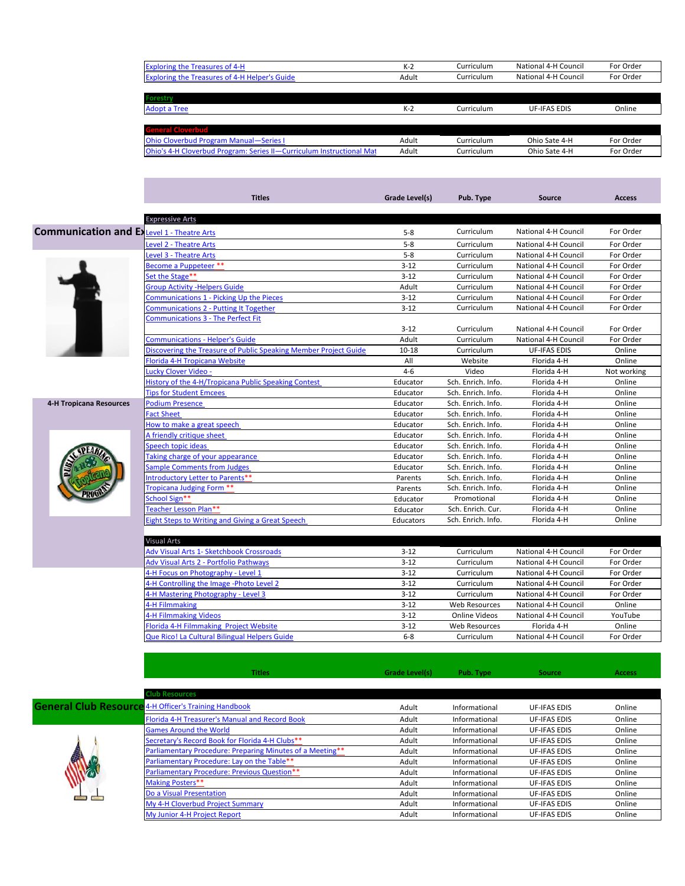| Exploring the Treasures of 4-H | K-2 | Curriculum | National 4-H Council | For Order |
|---|---|---|---|---|
| Exploring the Treasures of 4-H Helper's Guide | Adult | Curriculum | National 4-H Council | For Order |

| **Forestry** | | | | |
|---|---|---|---|---|
| Adopt a Tree | K-2 | Curriculum | UF-IFAS EDIS | Online |

| **General Cloverbud** | | | | |
|---|---|---|---|---|
| Ohio Cloverbud Program Manual—Series I | Adult | Curriculum | Ohio Sate 4-H | For Order |
| Ohio's 4-H Cloverbud Program: Series II—Curriculum Instructional Mat | Adult | Curriculum | Ohio Sate 4-H | For Order |

## Communication and Ex

**4-H Tropicana Resources**

| Titles | Grade Level(s) | Pub. Type | Source | Access |
|---|---|---|---|---|
| **Expressive Arts** | | | | |
| Level 1 - Theatre Arts | 5-8 | Curriculum | National 4-H Council | For Order |
| Level 2 - Theatre Arts | 5-8 | Curriculum | National 4-H Council | For Order |
| Level 3 - Theatre Arts | 5-8 | Curriculum | National 4-H Council | For Order |
| Become a Puppeteer ** | 3-12 | Curriculum | National 4-H Council | For Order |
| Set the Stage** | 3-12 | Curriculum | National 4-H Council | For Order |
| Group Activity -Helpers Guide | Adult | Curriculum | National 4-H Council | For Order |
| Communications 1 - Picking Up the Pieces | 3-12 | Curriculum | National 4-H Council | For Order |
| Communications 2 - Putting It Together | 3-12 | Curriculum | National 4-H Council | For Order |
| Communications 3 - The Perfect Fit | 3-12 | Curriculum | National 4-H Council | For Order |
| Communications - Helper's Guide | Adult | Curriculum | National 4-H Council | For Order |
| Discovering the Treasure of Public Speaking Member Project Guide | 10-18 | Curriculum | UF-IFAS EDIS | Online |
| Florida 4-H Tropicana Website | All | Website | Florida 4-H | Online |
| Lucky Clover Video - | 4-6 | Video | Florida 4-H | Not working |
| History of the 4-H/Tropicana Public Speaking Contest | Educator | Sch. Enrich. Info. | Florida 4-H | Online |
| Tips for Student Emcees | Educator | Sch. Enrich. Info. | Florida 4-H | Online |
| Podium Presence | Educator | Sch. Enrich. Info. | Florida 4-H | Online |
| Fact Sheet | Educator | Sch. Enrich. Info. | Florida 4-H | Online |
| How to make a great speech | Educator | Sch. Enrich. Info. | Florida 4-H | Online |
| A friendly critique sheet | Educator | Sch. Enrich. Info. | Florida 4-H | Online |
| Speech topic ideas | Educator | Sch. Enrich. Info. | Florida 4-H | Online |
| Taking charge of your appearance | Educator | Sch. Enrich. Info. | Florida 4-H | Online |
| Sample Comments from Judges | Educator | Sch. Enrich. Info. | Florida 4-H | Online |
| Introductory Letter to Parents** | Parents | Sch. Enrich. Info. | Florida 4-H | Online |
| Tropicana Judging Form ** | Parents | Sch. Enrich. Info. | Florida 4-H | Online |
| School Sign** | Educator | Promotional | Florida 4-H | Online |
| Teacher Lesson Plan** | Educator | Sch. Enrich. Cur. | Florida 4-H | Online |
| Eight Steps to Writing and Giving a Great Speech | Educators | Sch. Enrich. Info. | Florida 4-H | Online |
| **Visual Arts** | | | | |
| Adv Visual Arts 1- Sketchbook Crossroads | 3-12 | Curriculum | National 4-H Council | For Order |
| Adv Visual Arts 2 - Portfolio Pathways | 3-12 | Curriculum | National 4-H Council | For Order |
| 4-H Focus on Photography - Level 1 | 3-12 | Curriculum | National 4-H Council | For Order |
| 4-H Controlling the Image -Photo Level 2 | 3-12 | Curriculum | National 4-H Council | For Order |
| 4-H Mastering Photography - Level 3 | 3-12 | Curriculum | National 4-H Council | For Order |
| 4-H Filmmaking | 3-12 | Web Resources | National 4-H Council | Online |
| 4-H Filmmaking Videos | 3-12 | Online Videos | National 4-H Council | YouTube |
| Florida 4-H Filmmaking Project Website | 3-12 | Web Resources | Florida 4-H | Online |
| Que Rico! La Cultural Bilingual Helpers Guide | 6-8 | Curriculum | National 4-H Council | For Order |

## General Club Resource

| Titles | Grade Level(s) | Pub. Type | Source | Access |
|---|---|---|---|---|
| **Club Resources** | | | | |
| 4-H Officer's Training Handbook | Adult | Informational | UF-IFAS EDIS | Online |
| Florida 4-H Treasurer's Manual and Record Book | Adult | Informational | UF-IFAS EDIS | Online |
| Games Around the World | Adult | Informational | UF-IFAS EDIS | Online |
| Secretary's Record Book for Florida 4-H Clubs** | Adult | Informational | UF-IFAS EDIS | Online |
| Parliamentary Procedure: Preparing Minutes of a Meeting** | Adult | Informational | UF-IFAS EDIS | Online |
| Parliamentary Procedure: Lay on the Table** | Adult | Informational | UF-IFAS EDIS | Online |
| Parliamentary Procedure: Previous Question** | Adult | Informational | UF-IFAS EDIS | Online |
| Making Posters** | Adult | Informational | UF-IFAS EDIS | Online |
| Do a Visual Presentation | Adult | Informational | UF-IFAS EDIS | Online |
| My 4-H Cloverbud Project Summary | Adult | Informational | UF-IFAS EDIS | Online |
| My Junior 4-H Project Report | Adult | Informational | UF-IFAS EDIS | Online |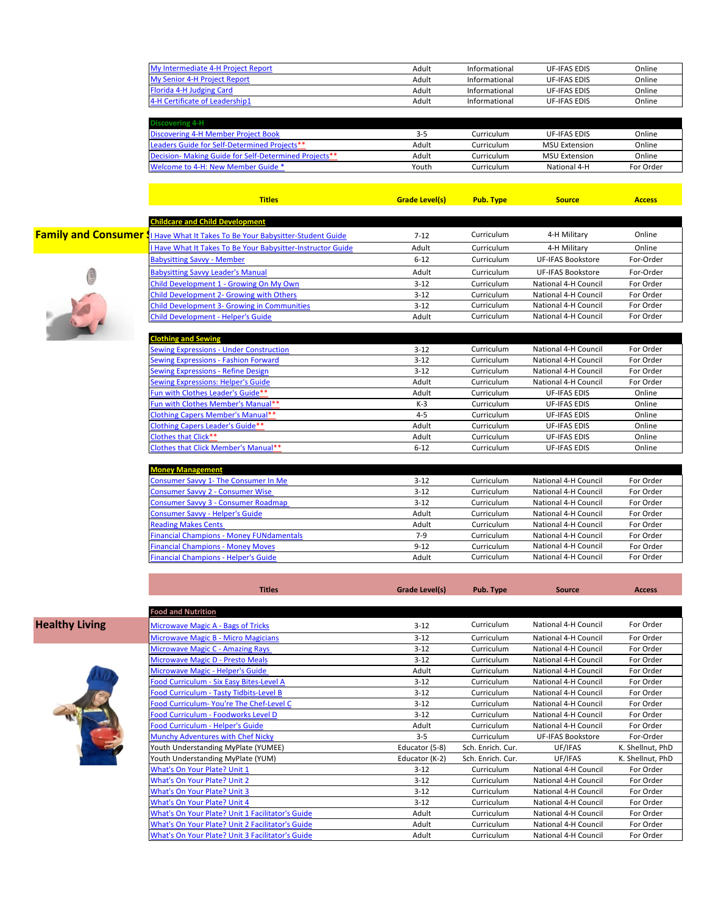| | | | | |
|---|---|---|---|---|
| My Intermediate 4-H Project Report | Adult | Informational | UF-IFAS EDIS | Online |
| My Senior 4-H Project Report | Adult | Informational | UF-IFAS EDIS | Online |
| Florida 4-H Judging Card | Adult | Informational | UF-IFAS EDIS | Online |
| 4-H Certificate of Leadership1 | Adult | Informational | UF-IFAS EDIS | Online |

| **Discovering 4-H** | | | | |
|---|---|---|---|---|
| Discovering 4-H Member Project Book | 3-5 | Curriculum | UF-IFAS EDIS | Online |
| Leaders Guide for Self-Determined Projects** | Adult | Curriculum | MSU Extension | Online |
| Decision- Making Guide for Self-Determined Projects** | Adult | Curriculum | MSU Extension | Online |
| Welcome to 4-H: New Member Guide * | Youth | Curriculum | National 4-H | For Order |

## Family and Consumer Sciences

| Titles | Grade Level(s) | Pub. Type | Source | Access |
|---|---|---|---|---|
| **Childcare and Child Development** | | | | |
| I Have What It Takes To Be Your Babysitter-Student Guide | 7-12 | Curriculum | 4-H Military | Online |
| I Have What It Takes To Be Your Babysitter-Instructor Guide | Adult | Curriculum | 4-H Military | Online |
| Babysitting Savvy - Member | 6-12 | Curriculum | UF-IFAS Bookstore | For-Order |
| Babysitting Savvy Leader's Manual | Adult | Curriculum | UF-IFAS Bookstore | For-Order |
| Child Development 1 - Growing On My Own | 3-12 | Curriculum | National 4-H Council | For Order |
| Child Development 2- Growing with Others | 3-12 | Curriculum | National 4-H Council | For Order |
| Child Development 3- Growing in Communities | 3-12 | Curriculum | National 4-H Council | For Order |
| Child Development - Helper's Guide | Adult | Curriculum | National 4-H Council | For Order |
| **Clothing and Sewing** | | | | |
| Sewing Expressions - Under Construction | 3-12 | Curriculum | National 4-H Council | For Order |
| Sewing Expressions - Fashion Forward | 3-12 | Curriculum | National 4-H Council | For Order |
| Sewing Expressions - Refine Design | 3-12 | Curriculum | National 4-H Council | For Order |
| Sewing Expressions: Helper's Guide | Adult | Curriculum | National 4-H Council | For Order |
| Fun with Clothes Leader's Guide** | Adult | Curriculum | UF-IFAS EDIS | Online |
| Fun with Clothes Member's Manual** | K-3 | Curriculum | UF-IFAS EDIS | Online |
| Clothing Capers Member's Manual** | 4-5 | Curriculum | UF-IFAS EDIS | Online |
| Clothing Capers Leader's Guide** | Adult | Curriculum | UF-IFAS EDIS | Online |
| Clothes that Click** | Adult | Curriculum | UF-IFAS EDIS | Online |
| Clothes that Click Member's Manual** | 6-12 | Curriculum | UF-IFAS EDIS | Online |
| **Money Management** | | | | |
| Consumer Savvy 1- The Consumer In Me | 3-12 | Curriculum | National 4-H Council | For Order |
| Consumer Savvy 2 - Consumer Wise | 3-12 | Curriculum | National 4-H Council | For Order |
| Consumer Savvy 3 - Consumer Roadmap | 3-12 | Curriculum | National 4-H Council | For Order |
| Consumer Savvy - Helper's Guide | Adult | Curriculum | National 4-H Council | For Order |
| Reading Makes Cents | Adult | Curriculum | National 4-H Council | For Order |
| Financial Champions - Money FUNdamentals | 7-9 | Curriculum | National 4-H Council | For Order |
| Financial Champions - Money Moves | 9-12 | Curriculum | National 4-H Council | For Order |
| Financial Champions - Helper's Guide | Adult | Curriculum | National 4-H Council | For Order |

## Healthy Living

| Titles | Grade Level(s) | Pub. Type | Source | Access |
|---|---|---|---|---|
| **Food and Nutrition** | | | | |
| Microwave Magic A - Bags of Tricks | 3-12 | Curriculum | National 4-H Council | For Order |
| Microwave Magic B - Micro Magicians | 3-12 | Curriculum | National 4-H Council | For Order |
| Microwave Magic C - Amazing Rays | 3-12 | Curriculum | National 4-H Council | For Order |
| Microwave Magic D - Presto Meals | 3-12 | Curriculum | National 4-H Council | For Order |
| Microwave Magic - Helper's Guide | Adult | Curriculum | National 4-H Council | For Order |
| Food Curriculum - Six Easy Bites-Level A | 3-12 | Curriculum | National 4-H Council | For Order |
| Food Curriculum - Tasty Tidbits-Level B | 3-12 | Curriculum | National 4-H Council | For Order |
| Food Curriculum- You're The Chef-Level C | 3-12 | Curriculum | National 4-H Council | For Order |
| Food Curriculum - Foodworks Level D | 3-12 | Curriculum | National 4-H Council | For Order |
| Food Curriculum - Helper's Guide | Adult | Curriculum | National 4-H Council | For Order |
| Munchy Adventures with Chef Nicky | 3-5 | Curriculum | UF-IFAS Bookstore | For-Order |
| Youth Understanding MyPlate (YUMEE) | Educator (5-8) | Sch. Enrich. Cur. | UF/IFAS | K. Shellnut, PhD |
| Youth Understanding MyPlate (YUM) | Educator (K-2) | Sch. Enrich. Cur. | UF/IFAS | K. Shellnut, PhD |
| What's On Your Plate? Unit 1 | 3-12 | Curriculum | National 4-H Council | For Order |
| What's On Your Plate? Unit 2 | 3-12 | Curriculum | National 4-H Council | For Order |
| What's On Your Plate? Unit 3 | 3-12 | Curriculum | National 4-H Council | For Order |
| What's On Your Plate? Unit 4 | 3-12 | Curriculum | National 4-H Council | For Order |
| What's On Your Plate? Unit 1 Facilitator's Guide | Adult | Curriculum | National 4-H Council | For Order |
| What's On Your Plate? Unit 2 Facilitator's Guide | Adult | Curriculum | National 4-H Council | For Order |
| What's On Your Plate? Unit 3 Facilitator's Guide | Adult | Curriculum | National 4-H Council | For Order |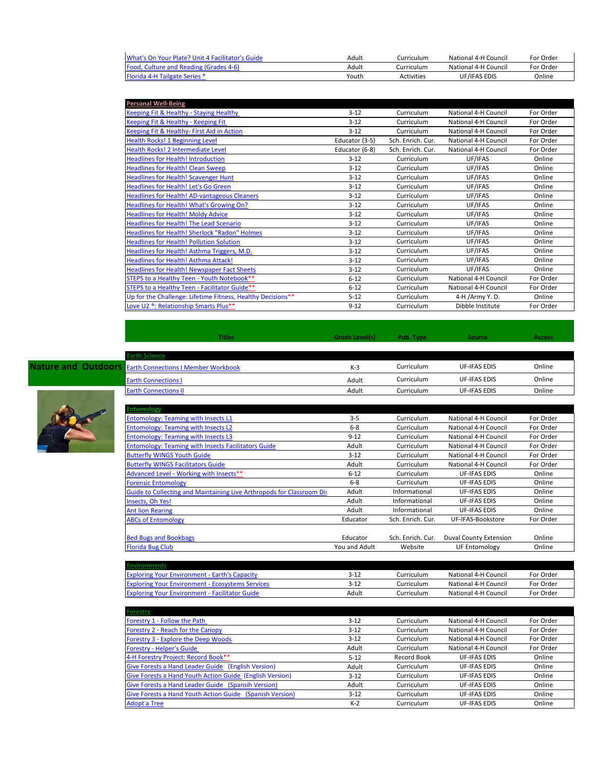| | | | | |
|---|---|---|---|---|
| What's On Your Plate? Unit 4 Facilitator's Guide | Adult | Curriculum | National 4-H Council | For Order |
| Food, Culture and Reading (Grades 4-6) | Adult | Curriculum | National 4-H Council | For Order |
| Florida 4-H Tailgate Series * | Youth | Activities | UF/IFAS EDIS | Online |

| Personal Well-Being | | | | |
|---|---|---|---|---|
| Keeping Fit & Healthy - Staying Healthy | 3-12 | Curriculum | National 4-H Council | For Order |
| Keeping Fit & Healthy - Keeping Fit | 3-12 | Curriculum | National 4-H Council | For Order |
| Keeping Fit & Healthy- First Aid in Action | 3-12 | Curriculum | National 4-H Council | For Order |
| Health Rocks! 1 Beginning Level | Educator (3-5) | Sch. Enrich. Cur. | National 4-H Council | For Order |
| Health Rocks! 2 Intermediate Level | Educator (6-8) | Sch. Enrich. Cur. | National 4-H Council | For Order |
| Headlines for Health! Introduction | 3-12 | Curriculum | UF/IFAS | Online |
| Headlines for Health! Clean Sweep | 3-12 | Curriculum | UF/IFAS | Online |
| Headlines for Health! Scavenger Hunt | 3-12 | Curriculum | UF/IFAS | Online |
| Headlines for Health! Let's Go Green | 3-12 | Curriculum | UF/IFAS | Online |
| Headlines for Health! AD-vantageous Cleaners | 3-12 | Curriculum | UF/IFAS | Online |
| Headlines for Health! What's Growing On? | 3-12 | Curriculum | UF/IFAS | Online |
| Headlines for Health! Moldy Advice | 3-12 | Curriculum | UF/IFAS | Online |
| Headlines for Health! The Lead Scenario | 3-12 | Curriculum | UF/IFAS | Online |
| Headlines for Health! Sherlock "Radon" Holmes | 3-12 | Curriculum | UF/IFAS | Online |
| Headlines for Health! Pollution Solution | 3-12 | Curriculum | UF/IFAS | Online |
| Headlines for Health! Asthma Triggers, M.D. | 3-12 | Curriculum | UF/IFAS | Online |
| Headlines for Health! Asthma Attack! | 3-12 | Curriculum | UF/IFAS | Online |
| Headlines for Health! Newspaper Fact Sheets | 3-12 | Curriculum | UF/IFAS | Online |
| STEPS to a Healthy Teen - Youth Notebook** | 6-12 | Curriculum | National 4-H Council | For Order |
| STEPS to a Healthy Teen - Facilitator Guide** | 6-12 | Curriculum | National 4-H Council | For Order |
| Up for the Challenge: Lifetime Fitness, Healthy Decisions** | 5-12 | Curriculum | 4-H /Army Y. D. | Online |
| Love U2 ®: Relationship Smarts Plus** | 9-12 | Curriculum | Dibble Institute | For Order |

## Nature and Outdoors

| Titles | Grade Level(s) | Pub. Type | Source | Access |
|---|---|---|---|---|
| **Earth Science** | | | | |
| Earth Connections I Member Workbook | K-3 | Curriculum | UF-IFAS EDIS | Online |
| Earth Connections I | Adult | Curriculum | UF-IFAS EDIS | Online |
| Earth Connections II | Adult | Curriculum | UF-IFAS EDIS | Online |
| **Entomology** | | | | |
| Entomology: Teaming with Insects L1 | 3-5 | Curriculum | National 4-H Council | For Order |
| Entomology: Teaming with Insects L2 | 6-8 | Curriculum | National 4-H Council | For Order |
| Entomology: Teaming with Insects L3 | 9-12 | Curriculum | National 4-H Council | For Order |
| Entomology: Teaming with Insects Facilitators Guide | Adult | Curriculum | National 4-H Council | For Order |
| Butterfly WINGS Youth Guide | 3-12 | Curriculum | National 4-H Council | For Order |
| Butterfly WINGS Facilitators Guide | Adult | Curriculum | National 4-H Council | For Order |
| Advanced Level - Working with Insects** | 6-12 | Curriculum | UF-IFAS EDIS | Online |
| Forensic Entomology | 6-8 | Curriculum | UF-IFAS EDIS | Online |
| Guide to Collecting and Maintaining Live Arthropods for Classroom Dis | Adult | Informational | UF-IFAS EDIS | Online |
| Insects, Oh Yes! | Adult | Informational | UF-IFAS EDIS | Online |
| Ant lion Rearing | Adult | Informational | UF-IFAS EDIS | Online |
| ABCs of Entomology | Educator | Sch. Enrich. Cur. | UF-IFAS-Bookstore | For Order |
| Bed Bugs and Bookbags | Educator | Sch. Enrich. Cur. | Duval County Extension | Online |
| Florida Bug Club | You and Adult | Website | UF Entomology | Online |
| **Environments** | | | | |
| Exploring Your Environment - Earth's Capacity | 3-12 | Curriculum | National 4-H Council | For Order |
| Exploring Your Environment - Ecosystems Services | 3-12 | Curriculum | National 4-H Council | For Order |
| Exploring Your Environment - Facilitator Guide | Adult | Curriculum | National 4-H Council | For Order |
| **Forestry** | | | | |
| Forestry 1 - Follow the Path | 3-12 | Curriculum | National 4-H Council | For Order |
| Forestry 2 - Reach for the Canopy | 3-12 | Curriculum | National 4-H Council | For Order |
| Forestry 3 - Explore the Deep Woods | 3-12 | Curriculum | National 4-H Council | For Order |
| Forestry - Helper's Guide | Adult | Curriculum | National 4-H Council | For Order |
| 4-H Forestry Project: Record Book** | 5-12 | Record Book | UF-IFAS EDIS | Online |
| Give Forests a Hand Leader Guide (English Version) | Adult | Curriculum | UF-IFAS EDIS | Online |
| Give Forests a Hand Youth Action Guide (English Version) | 3-12 | Curriculum | UF-IFAS EDIS | Online |
| Give Forests a Hand Leader Guide (Spansih Version) | Adult | Curriculum | UF-IFAS EDIS | Online |
| Give Forests a Hand Youth Action Guide (Spanish Version) | 3-12 | Curriculum | UF-IFAS EDIS | Online |
| Adopt a Tree | K-2 | Curriculum | UF-IFAS EDIS | Online |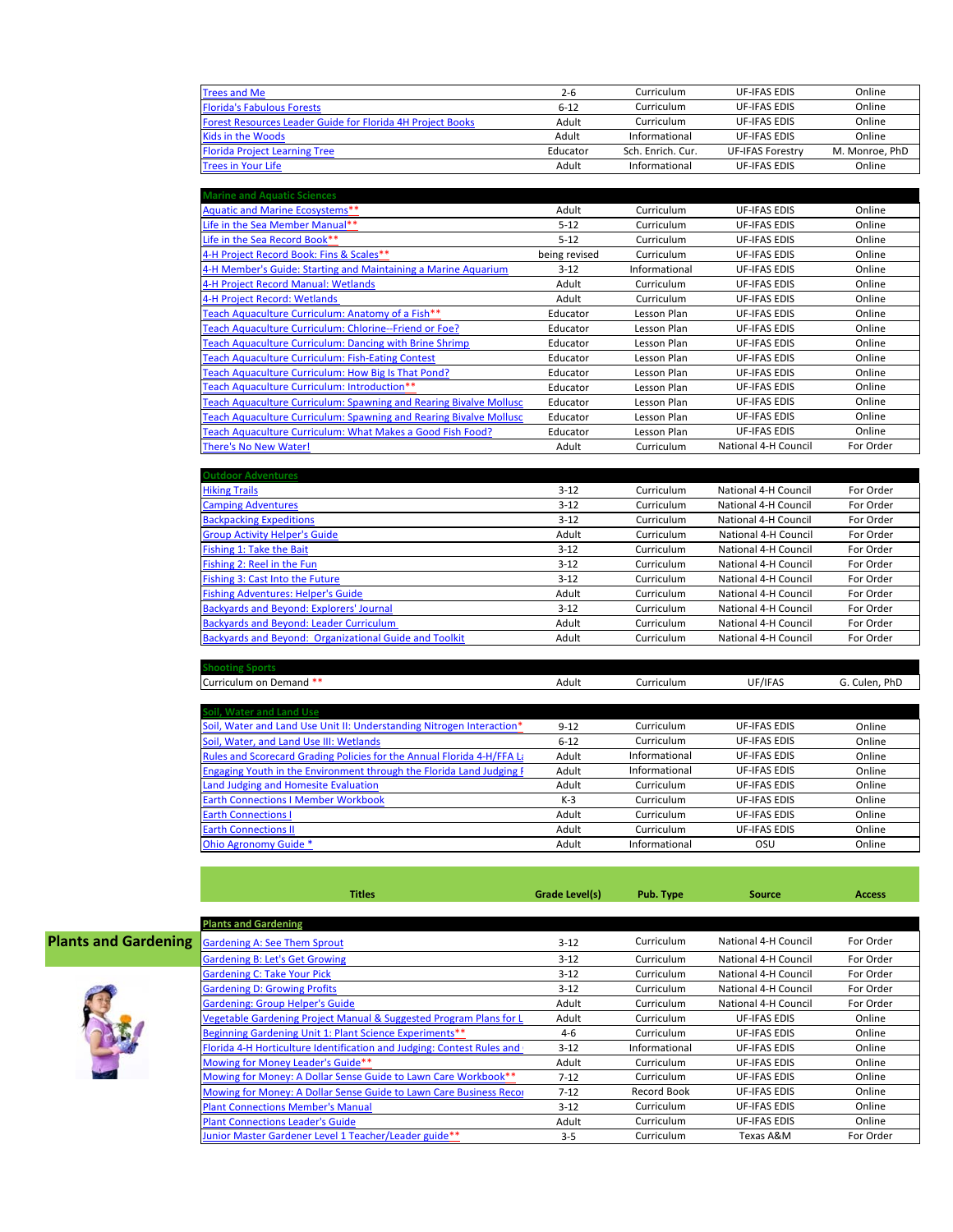| Titles | Grade Level(s) | Pub. Type | Source | Access |
|---|---|---|---|---|
| Trees and Me | 2-6 | Curriculum | UF-IFAS EDIS | Online |
| Florida's Fabulous Forests | 6-12 | Curriculum | UF-IFAS EDIS | Online |
| Forest Resources Leader Guide for Florida 4H Project Books | Adult | Curriculum | UF-IFAS EDIS | Online |
| Kids in the Woods | Adult | Informational | UF-IFAS EDIS | Online |
| Florida Project Learning Tree | Educator | Sch. Enrich. Cur. | UF-IFAS Forestry | M. Monroe, PhD |
| Trees in Your Life | Adult | Informational | UF-IFAS EDIS | Online |
| **Marine and Aquatic Sciences** | | | | |
| Aquatic and Marine Ecosystems** | Adult | Curriculum | UF-IFAS EDIS | Online |
| Life in the Sea Member Manual** | 5-12 | Curriculum | UF-IFAS EDIS | Online |
| Life in the Sea Record Book** | 5-12 | Curriculum | UF-IFAS EDIS | Online |
| 4-H Project Record Book: Fins & Scales** | being revised | Curriculum | UF-IFAS EDIS | Online |
| 4-H Member's Guide: Starting and Maintaining a Marine Aquarium | 3-12 | Informational | UF-IFAS EDIS | Online |
| 4-H Project Record Manual: Wetlands | Adult | Curriculum | UF-IFAS EDIS | Online |
| 4-H Project Record: Wetlands | Adult | Curriculum | UF-IFAS EDIS | Online |
| Teach Aquaculture Curriculum: Anatomy of a Fish** | Educator | Lesson Plan | UF-IFAS EDIS | Online |
| Teach Aquaculture Curriculum: Chlorine--Friend or Foe? | Educator | Lesson Plan | UF-IFAS EDIS | Online |
| Teach Aquaculture Curriculum: Dancing with Brine Shrimp | Educator | Lesson Plan | UF-IFAS EDIS | Online |
| Teach Aquaculture Curriculum: Fish-Eating Contest | Educator | Lesson Plan | UF-IFAS EDIS | Online |
| Teach Aquaculture Curriculum: How Big Is That Pond? | Educator | Lesson Plan | UF-IFAS EDIS | Online |
| Teach Aquaculture Curriculum: Introduction** | Educator | Lesson Plan | UF-IFAS EDIS | Online |
| Teach Aquaculture Curriculum: Spawning and Rearing Bivalve Mollusc | Educator | Lesson Plan | UF-IFAS EDIS | Online |
| Teach Aquaculture Curriculum: Spawning and Rearing Bivalve Mollusc | Educator | Lesson Plan | UF-IFAS EDIS | Online |
| Teach Aquaculture Curriculum: What Makes a Good Fish Food? | Educator | Lesson Plan | UF-IFAS EDIS | Online |
| There's No New Water! | Adult | Curriculum | National 4-H Council | For Order |
| **Outdoor Adventures** | | | | |
| Hiking Trails | 3-12 | Curriculum | National 4-H Council | For Order |
| Camping Adventures | 3-12 | Curriculum | National 4-H Council | For Order |
| Backpacking Expeditions | 3-12 | Curriculum | National 4-H Council | For Order |
| Group Activity Helper's Guide | Adult | Curriculum | National 4-H Council | For Order |
| Fishing 1: Take the Bait | 3-12 | Curriculum | National 4-H Council | For Order |
| Fishing 2: Reel in the Fun | 3-12 | Curriculum | National 4-H Council | For Order |
| Fishing 3: Cast Into the Future | 3-12 | Curriculum | National 4-H Council | For Order |
| Fishing Adventures: Helper's Guide | Adult | Curriculum | National 4-H Council | For Order |
| Backyards and Beyond: Explorers' Journal | 3-12 | Curriculum | National 4-H Council | For Order |
| Backyards and Beyond: Leader Curriculum | Adult | Curriculum | National 4-H Council | For Order |
| Backyards and Beyond: Organizational Guide and Toolkit | Adult | Curriculum | National 4-H Council | For Order |
| **Shooting Sports** | | | | |
| Curriculum on Demand ** | Adult | Curriculum | UF/IFAS | G. Culen, PhD |
| **Soil, Water and Land Use** | | | | |
| Soil, Water and Land Use Unit II: Understanding Nitrogen Interaction* | 9-12 | Curriculum | UF-IFAS EDIS | Online |
| Soil, Water, and Land Use III: Wetlands | 6-12 | Curriculum | UF-IFAS EDIS | Online |
| Rules and Scorecard Grading Policies for the Annual Florida 4-H/FFA La | Adult | Informational | UF-IFAS EDIS | Online |
| Engaging Youth in the Environment through the Florida Land Judging F | Adult | Informational | UF-IFAS EDIS | Online |
| Land Judging and Homesite Evaluation | Adult | Curriculum | UF-IFAS EDIS | Online |
| Earth Connections I Member Workbook | K-3 | Curriculum | UF-IFAS EDIS | Online |
| Earth Connections I | Adult | Curriculum | UF-IFAS EDIS | Online |
| Earth Connections II | Adult | Curriculum | UF-IFAS EDIS | Online |
| Ohio Agronomy Guide * | Adult | Informational | OSU | Online |

## Plants and Gardening

| Titles | Grade Level(s) | Pub. Type | Source | Access |
|---|---|---|---|---|
| **Plants and Gardening** | | | | |
| Gardening A: See Them Sprout | 3-12 | Curriculum | National 4-H Council | For Order |
| Gardening B: Let's Get Growing | 3-12 | Curriculum | National 4-H Council | For Order |
| Gardening C: Take Your Pick | 3-12 | Curriculum | National 4-H Council | For Order |
| Gardening D: Growing Profits | 3-12 | Curriculum | National 4-H Council | For Order |
| Gardening: Group Helper's Guide | Adult | Curriculum | National 4-H Council | For Order |
| Vegetable Gardening Project Manual & Suggested Program Plans for L | Adult | Curriculum | UF-IFAS EDIS | Online |
| Beginning Gardening Unit 1: Plant Science Experiments** | 4-6 | Curriculum | UF-IFAS EDIS | Online |
| Florida 4-H Horticulture Identification and Judging: Contest Rules and | 3-12 | Informational | UF-IFAS EDIS | Online |
| Mowing for Money Leader's Guide** | Adult | Curriculum | UF-IFAS EDIS | Online |
| Mowing for Money: A Dollar Sense Guide to Lawn Care Workbook** | 7-12 | Curriculum | UF-IFAS EDIS | Online |
| Mowing for Money: A Dollar Sense Guide to Lawn Care Business Recor | 7-12 | Record Book | UF-IFAS EDIS | Online |
| Plant Connections Member's Manual | 3-12 | Curriculum | UF-IFAS EDIS | Online |
| Plant Connections Leader's Guide | Adult | Curriculum | UF-IFAS EDIS | Online |
| Junior Master Gardener Level 1 Teacher/Leader guide** | 3-5 | Curriculum | Texas A&M | For Order |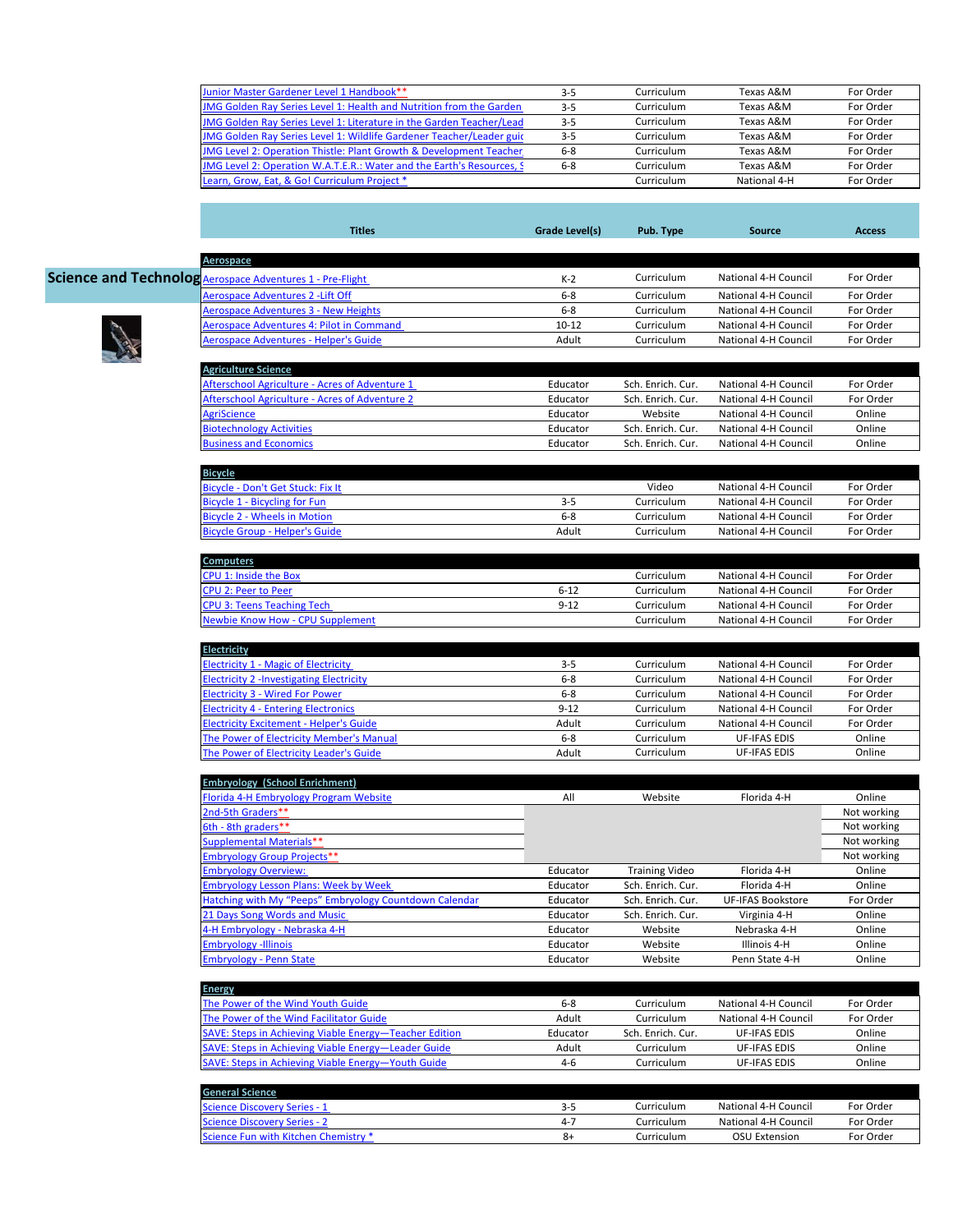| | | | | |
|---|---|---|---|---|
| Junior Master Gardener Level 1 Handbook** | 3-5 | Curriculum | Texas A&M | For Order |
| JMG Golden Ray Series Level 1: Health and Nutrition from the Garden | 3-5 | Curriculum | Texas A&M | For Order |
| JMG Golden Ray Series Level 1: Literature in the Garden Teacher/Lead | 3-5 | Curriculum | Texas A&M | For Order |
| JMG Golden Ray Series Level 1: Wildlife Gardener Teacher/Leader guic | 3-5 | Curriculum | Texas A&M | For Order |
| JMG Level 2: Operation Thistle: Plant Growth & Development Teacher | 6-8 | Curriculum | Texas A&M | For Order |
| JMG Level 2: Operation W.A.T.E.R.: Water and the Earth's Resources, S | 6-8 | Curriculum | Texas A&M | For Order |
| Learn, Grow, Eat, & Go! Curriculum Project * | | Curriculum | National 4-H | For Order |

## Science and Technology

| Titles | Grade Level(s) | Pub. Type | Source | Access |
|---|---|---|---|---|
| **Aerospace** | | | | |
| Aerospace Adventures 1 - Pre-Flight | K-2 | Curriculum | National 4-H Council | For Order |
| Aerospace Adventures 2 -Lift Off | 6-8 | Curriculum | National 4-H Council | For Order |
| Aerospace Adventures 3 - New Heights | 6-8 | Curriculum | National 4-H Council | For Order |
| Aerospace Adventures 4: Pilot in Command | 10-12 | Curriculum | National 4-H Council | For Order |
| Aerospace Adventures - Helper's Guide | Adult | Curriculum | National 4-H Council | For Order |
| **Agriculture Science** | | | | |
| Afterschool Agriculture - Acres of Adventure 1 | Educator | Sch. Enrich. Cur. | National 4-H Council | For Order |
| Afterschool Agriculture - Acres of Adventure 2 | Educator | Sch. Enrich. Cur. | National 4-H Council | For Order |
| AgriScience | Educator | Website | National 4-H Council | Online |
| Biotechnology Activities | Educator | Sch. Enrich. Cur. | National 4-H Council | Online |
| Business and Economics | Educator | Sch. Enrich. Cur. | National 4-H Council | Online |
| **Bicycle** | | | | |
| Bicycle - Don't Get Stuck: Fix It | | Video | National 4-H Council | For Order |
| Bicycle 1 - Bicycling for Fun | 3-5 | Curriculum | National 4-H Council | For Order |
| Bicycle 2 - Wheels in Motion | 6-8 | Curriculum | National 4-H Council | For Order |
| Bicycle Group - Helper's Guide | Adult | Curriculum | National 4-H Council | For Order |
| **Computers** | | | | |
| CPU 1: Inside the Box | | Curriculum | National 4-H Council | For Order |
| CPU 2: Peer to Peer | 6-12 | Curriculum | National 4-H Council | For Order |
| CPU 3: Teens Teaching Tech | 9-12 | Curriculum | National 4-H Council | For Order |
| Newbie Know How - CPU Supplement | | Curriculum | National 4-H Council | For Order |
| **Electricity** | | | | |
| Electricity 1 - Magic of Electricity | 3-5 | Curriculum | National 4-H Council | For Order |
| Electricity 2 -Investigating Electricity | 6-8 | Curriculum | National 4-H Council | For Order |
| Electricity 3 - Wired For Power | 6-8 | Curriculum | National 4-H Council | For Order |
| Electricity 4 - Entering Electronics | 9-12 | Curriculum | National 4-H Council | For Order |
| Electricity Excitement - Helper's Guide | Adult | Curriculum | National 4-H Council | For Order |
| The Power of Electricity Member's Manual | 6-8 | Curriculum | UF-IFAS EDIS | Online |
| The Power of Electricity Leader's Guide | Adult | Curriculum | UF-IFAS EDIS | Online |
| **Embryology (School Enrichment)** | | | | |
| Florida 4-H Embryology Program Website | All | Website | Florida 4-H | Online |
| 2nd-5th Graders** | | | | Not working |
| 6th - 8th graders** | | | | Not working |
| Supplemental Materials** | | | | Not working |
| Embryology Group Projects** | | | | Not working |
| Embryology Overview: | Educator | Training Video | Florida 4-H | Online |
| Embryology Lesson Plans: Week by Week | Educator | Sch. Enrich. Cur. | Florida 4-H | Online |
| Hatching with My "Peeps" Embryology Countdown Calendar | Educator | Sch. Enrich. Cur. | UF-IFAS Bookstore | For Order |
| 21 Days Song Words and Music | Educator | Sch. Enrich. Cur. | Virginia 4-H | Online |
| 4-H Embryology - Nebraska 4-H | Educator | Website | Nebraska 4-H | Online |
| Embryology -Illinois | Educator | Website | Illinois 4-H | Online |
| Embryology - Penn State | Educator | Website | Penn State 4-H | Online |
| **Energy** | | | | |
| The Power of the Wind Youth Guide | 6-8 | Curriculum | National 4-H Council | For Order |
| The Power of the Wind Facilitator Guide | Adult | Curriculum | National 4-H Council | For Order |
| SAVE: Steps in Achieving Viable Energy—Teacher Edition | Educator | Sch. Enrich. Cur. | UF-IFAS EDIS | Online |
| SAVE: Steps in Achieving Viable Energy—Leader Guide | Adult | Curriculum | UF-IFAS EDIS | Online |
| SAVE: Steps in Achieving Viable Energy—Youth Guide | 4-6 | Curriculum | UF-IFAS EDIS | Online |
| **General Science** | | | | |
| Science Discovery Series - 1 | 3-5 | Curriculum | National 4-H Council | For Order |
| Science Discovery Series - 2 | 4-7 | Curriculum | National 4-H Council | For Order |
| Science Fun with Kitchen Chemistry * | 8+ | Curriculum | OSU Extension | For Order |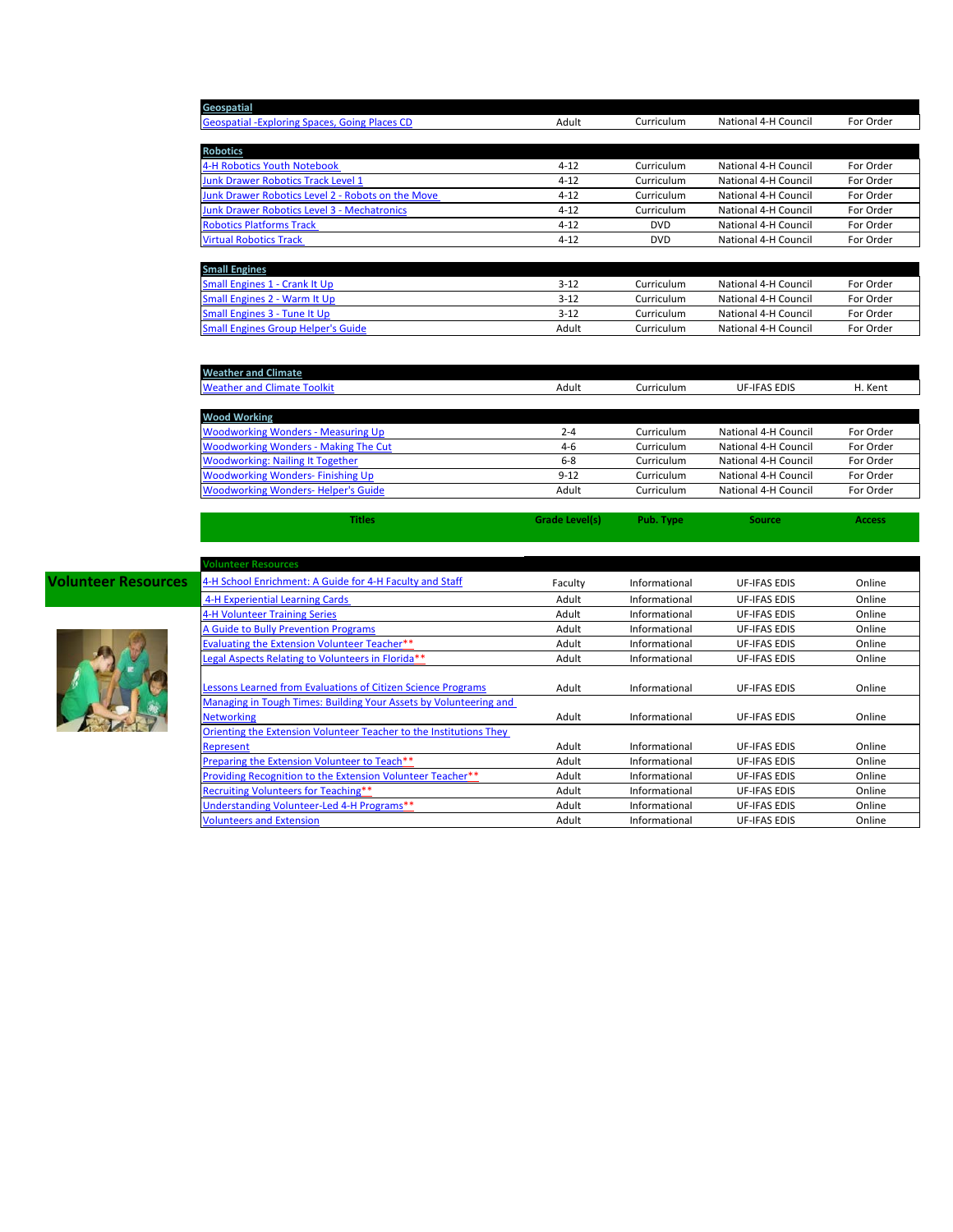| Geospatial | | | | |
|---|---|---|---|---|
| Geospatial -Exploring Spaces, Going Places CD | Adult | Curriculum | National 4-H Council | For Order |

| Robotics | | | | |
|---|---|---|---|---|
| 4-H Robotics Youth Notebook | 4-12 | Curriculum | National 4-H Council | For Order |
| Junk Drawer Robotics Track Level 1 | 4-12 | Curriculum | National 4-H Council | For Order |
| Junk Drawer Robotics Level 2 - Robots on the Move | 4-12 | Curriculum | National 4-H Council | For Order |
| Junk Drawer Robotics Level 3 - Mechatronics | 4-12 | Curriculum | National 4-H Council | For Order |
| Robotics Platforms Track | 4-12 | DVD | National 4-H Council | For Order |
| Virtual Robotics Track | 4-12 | DVD | National 4-H Council | For Order |

| Small Engines | | | | |
|---|---|---|---|---|
| Small Engines 1 - Crank It Up | 3-12 | Curriculum | National 4-H Council | For Order |
| Small Engines 2 - Warm It Up | 3-12 | Curriculum | National 4-H Council | For Order |
| Small Engines 3 - Tune It Up | 3-12 | Curriculum | National 4-H Council | For Order |
| Small Engines Group Helper's Guide | Adult | Curriculum | National 4-H Council | For Order |

| Weather and Climate | | | | |
|---|---|---|---|---|
| Weather and Climate Toolkit | Adult | Curriculum | UF-IFAS EDIS | H. Kent |

| Wood Working | | | | |
|---|---|---|---|---|
| Woodworking Wonders - Measuring Up | 2-4 | Curriculum | National 4-H Council | For Order |
| Woodworking Wonders - Making The Cut | 4-6 | Curriculum | National 4-H Council | For Order |
| Woodworking: Nailing It Together | 6-8 | Curriculum | National 4-H Council | For Order |
| Woodworking Wonders- Finishing Up | 9-12 | Curriculum | National 4-H Council | For Order |
| Woodworking Wonders- Helper's Guide | Adult | Curriculum | National 4-H Council | For Order |

## Volunteer Resources

| Titles | Grade Level(s) | Pub. Type | Source | Access |
|---|---|---|---|---|
| **Volunteer Resources** | | | | |
| 4-H School Enrichment: A Guide for 4-H Faculty and Staff | Faculty | Informational | UF-IFAS EDIS | Online |
| 4-H Experiential Learning Cards | Adult | Informational | UF-IFAS EDIS | Online |
| 4-H Volunteer Training Series | Adult | Informational | UF-IFAS EDIS | Online |
| A Guide to Bully Prevention Programs | Adult | Informational | UF-IFAS EDIS | Online |
| Evaluating the Extension Volunteer Teacher** | Adult | Informational | UF-IFAS EDIS | Online |
| Legal Aspects Relating to Volunteers in Florida** | Adult | Informational | UF-IFAS EDIS | Online |
| Lessons Learned from Evaluations of Citizen Science Programs | Adult | Informational | UF-IFAS EDIS | Online |
| Managing in Tough Times: Building Your Assets by Volunteering and Networking | Adult | Informational | UF-IFAS EDIS | Online |
| Orienting the Extension Volunteer Teacher to the Institutions They Represent | Adult | Informational | UF-IFAS EDIS | Online |
| Preparing the Extension Volunteer to Teach** | Adult | Informational | UF-IFAS EDIS | Online |
| Providing Recognition to the Extension Volunteer Teacher** | Adult | Informational | UF-IFAS EDIS | Online |
| Recruiting Volunteers for Teaching** | Adult | Informational | UF-IFAS EDIS | Online |
| Understanding Volunteer-Led 4-H Programs** | Adult | Informational | UF-IFAS EDIS | Online |
| Volunteers and Extension | Adult | Informational | UF-IFAS EDIS | Online |